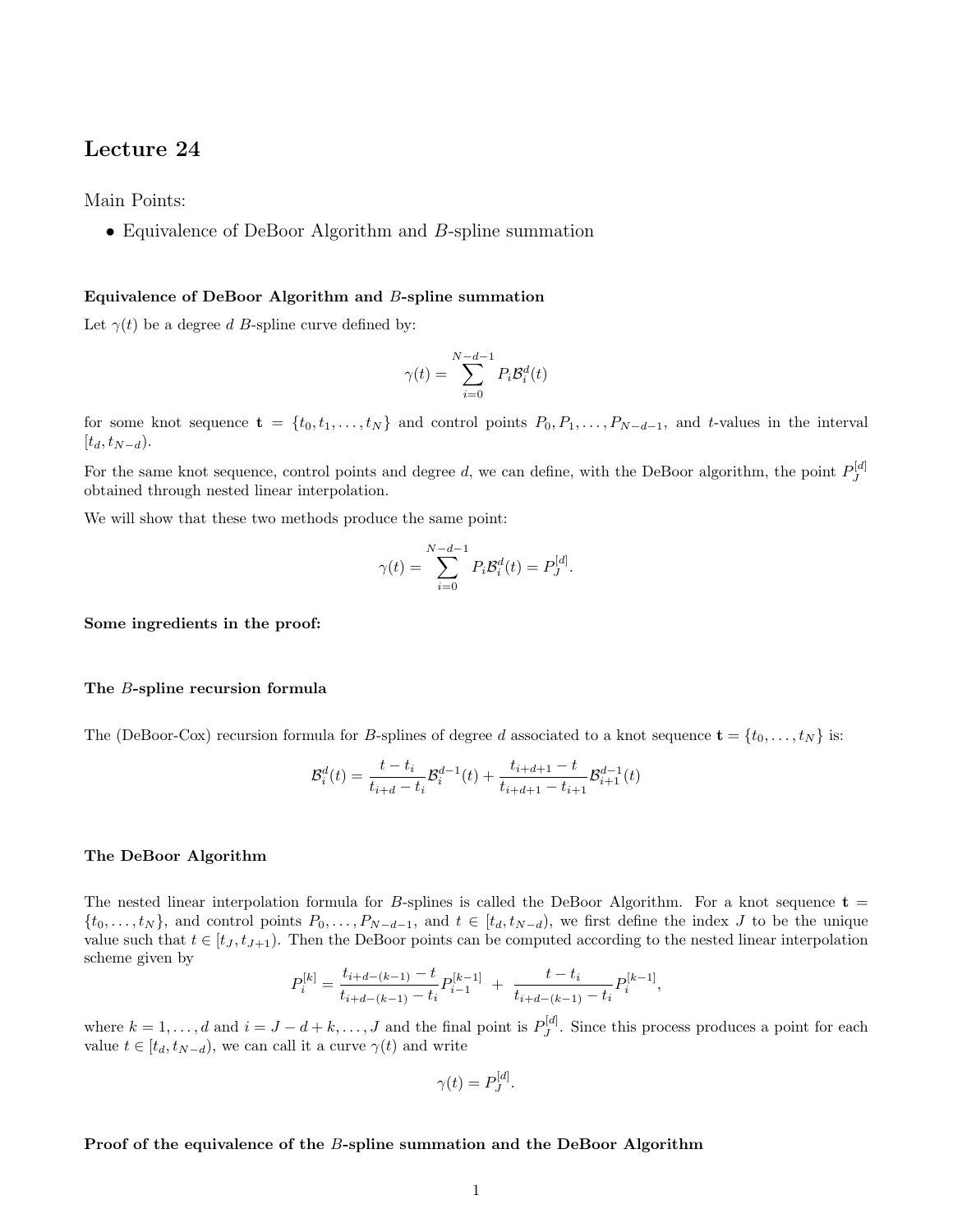# Lecture 24

Main Points:

- Equivalence of DeBoor Algorithm and $B$-spline summation

### Equivalence of DeBoor Algorithm and $B$-spline summation

Let $\gamma(t)$ be a degree $d$ $B$-spline curve defined by:

$$\gamma(t) = \sum_{i=0}^{N-d-1} P_i \mathcal{B}_i^d(t)$$

for some knot sequence $\mathbf{t} = \{t_0, t_1, \ldots, t_N\}$ and control points $P_0, P_1, \ldots, P_{N-d-1}$, and $t$-values in the interval $[t_d, t_{N-d})$.

For the same knot sequence, control points and degree $d$, we can define, with the DeBoor algorithm, the point $P_J^{[d]}$ obtained through nested linear interpolation.

We will show that these two methods produce the same point:

$$\gamma(t) = \sum_{i=0}^{N-d-1} P_i \mathcal{B}_i^d(t) = P_J^{[d]}.$$

### Some ingredients in the proof:

### The $B$-spline recursion formula

The (DeBoor-Cox) recursion formula for $B$-splines of degree $d$ associated to a knot sequence $\mathbf{t} = \{t_0, \ldots, t_N\}$ is:

$$\mathcal{B}_i^d(t) = \frac{t - t_i}{t_{i+d} - t_i} \mathcal{B}_i^{d-1}(t) + \frac{t_{i+d+1} - t}{t_{i+d+1} - t_{i+1}} \mathcal{B}_{i+1}^{d-1}(t)$$

### The DeBoor Algorithm

The nested linear interpolation formula for $B$-splines is called the DeBoor Algorithm. For a knot sequence $\mathbf{t} = \{t_0, \ldots, t_N\}$, and control points $P_0, \ldots, P_{N-d-1}$, and $t \in [t_d, t_{N-d})$, we first define the index $J$ to be the unique value such that $t \in [t_J, t_{J+1})$. Then the DeBoor points can be computed according to the nested linear interpolation scheme given by

$$P_i^{[k]} = \frac{t_{i+d-(k-1)} - t}{t_{i+d-(k-1)} - t_i} P_{i-1}^{[k-1]} \; + \; \frac{t - t_i}{t_{i+d-(k-1)} - t_i} P_i^{[k-1]},$$

where $k = 1, \ldots, d$ and $i = J - d + k, \ldots, J$ and the final point is $P_J^{[d]}$. Since this process produces a point for each value $t \in [t_d, t_{N-d})$, we can call it a curve $\gamma(t)$ and write

$$\gamma(t) = P_J^{[d]}.$$

### Proof of the equivalence of the $B$-spline summation and the DeBoor Algorithm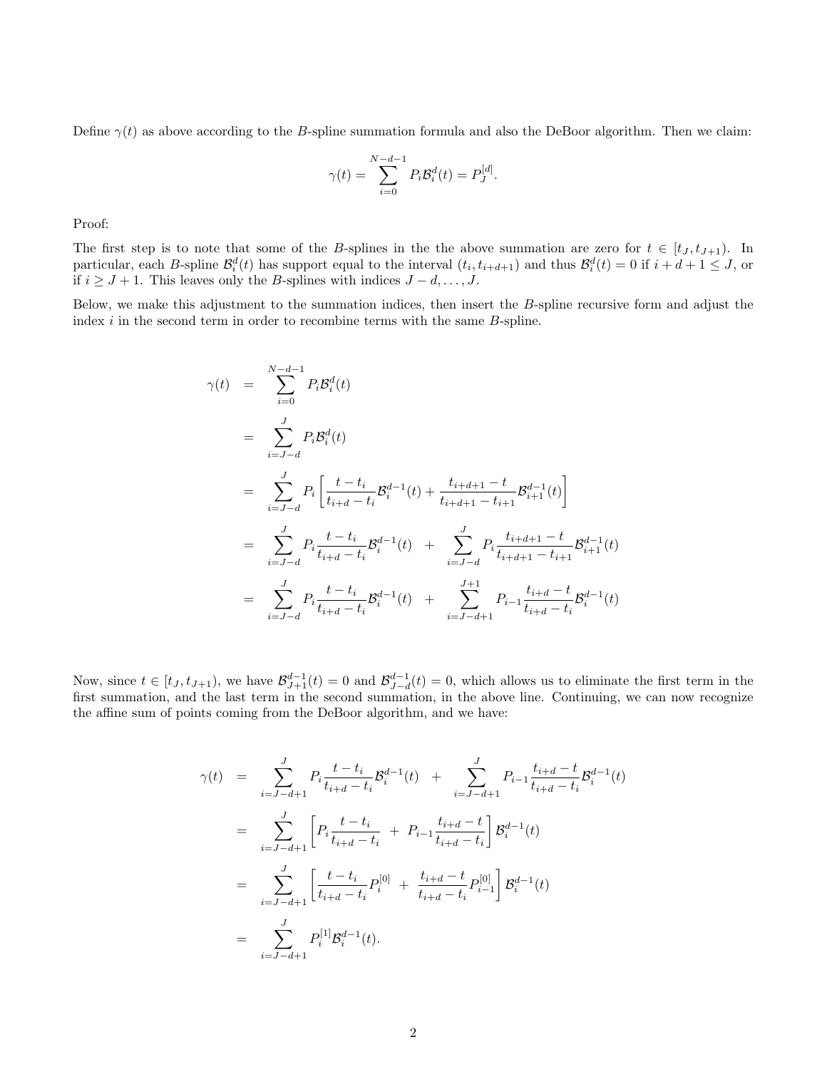Define $\gamma(t)$ as above according to the $B$-spline summation formula and also the DeBoor algorithm. Then we claim:

$$\gamma(t) = \sum_{i=0}^{N-d-1} P_i \mathcal{B}_i^d(t) = P_J^{[d]}.$$

Proof:

The first step is to note that some of the $B$-splines in the the above summation are zero for $t \in [t_J, t_{J+1})$. In particular, each $B$-spline $\mathcal{B}_i^d(t)$ has support equal to the interval $(t_i, t_{i+d+1})$ and thus $\mathcal{B}_i^d(t) = 0$ if $i + d + 1 \leq J$, or if $i \geq J + 1$. This leaves only the $B$-splines with indices $J - d, \ldots, J$.

Below, we make this adjustment to the summation indices, then insert the $B$-spline recursive form and adjust the index $i$ in the second term in order to recombine terms with the same $B$-spline.

$$
\begin{aligned}
\gamma(t) &= \sum_{i=0}^{N-d-1} P_i \mathcal{B}_i^d(t) \\
&= \sum_{i=J-d}^{J} P_i \mathcal{B}_i^d(t) \\
&= \sum_{i=J-d}^{J} P_i \left[ \frac{t - t_i}{t_{i+d} - t_i} \mathcal{B}_i^{d-1}(t) + \frac{t_{i+d+1} - t}{t_{i+d+1} - t_{i+1}} \mathcal{B}_{i+1}^{d-1}(t) \right] \\
&= \sum_{i=J-d}^{J} P_i \frac{t - t_i}{t_{i+d} - t_i} \mathcal{B}_i^{d-1}(t) \quad + \quad \sum_{i=J-d}^{J} P_i \frac{t_{i+d+1} - t}{t_{i+d+1} - t_{i+1}} \mathcal{B}_{i+1}^{d-1}(t) \\
&= \sum_{i=J-d}^{J} P_i \frac{t - t_i}{t_{i+d} - t_i} \mathcal{B}_i^{d-1}(t) \quad + \quad \sum_{i=J-d+1}^{J+1} P_{i-1} \frac{t_{i+d} - t}{t_{i+d} - t_i} \mathcal{B}_i^{d-1}(t)
\end{aligned}
$$

Now, since $t \in [t_J, t_{J+1})$, we have $\mathcal{B}_{J+1}^{d-1}(t) = 0$ and $\mathcal{B}_{J-d}^{d-1}(t) = 0$, which allows us to eliminate the first term in the first summation, and the last term in the second summation, in the above line. Continuing, we can now recognize the affine sum of points coming from the DeBoor algorithm, and we have:

$$
\begin{aligned}
\gamma(t) &= \sum_{i=J-d+1}^{J} P_i \frac{t - t_i}{t_{i+d} - t_i} \mathcal{B}_i^{d-1}(t) \quad + \quad \sum_{i=J-d+1}^{J} P_{i-1} \frac{t_{i+d} - t}{t_{i+d} - t_i} \mathcal{B}_i^{d-1}(t) \\
&= \sum_{i=J-d+1}^{J} \left[ P_i \frac{t - t_i}{t_{i+d} - t_i} \; + \; P_{i-1} \frac{t_{i+d} - t}{t_{i+d} - t_i} \right] \mathcal{B}_i^{d-1}(t) \\
&= \sum_{i=J-d+1}^{J} \left[ \frac{t - t_i}{t_{i+d} - t_i} P_i^{[0]} \; + \; \frac{t_{i+d} - t}{t_{i+d} - t_i} P_{i-1}^{[0]} \right] \mathcal{B}_i^{d-1}(t) \\
&= \sum_{i=J-d+1}^{J} P_i^{[1]} \mathcal{B}_i^{d-1}(t).
\end{aligned}
$$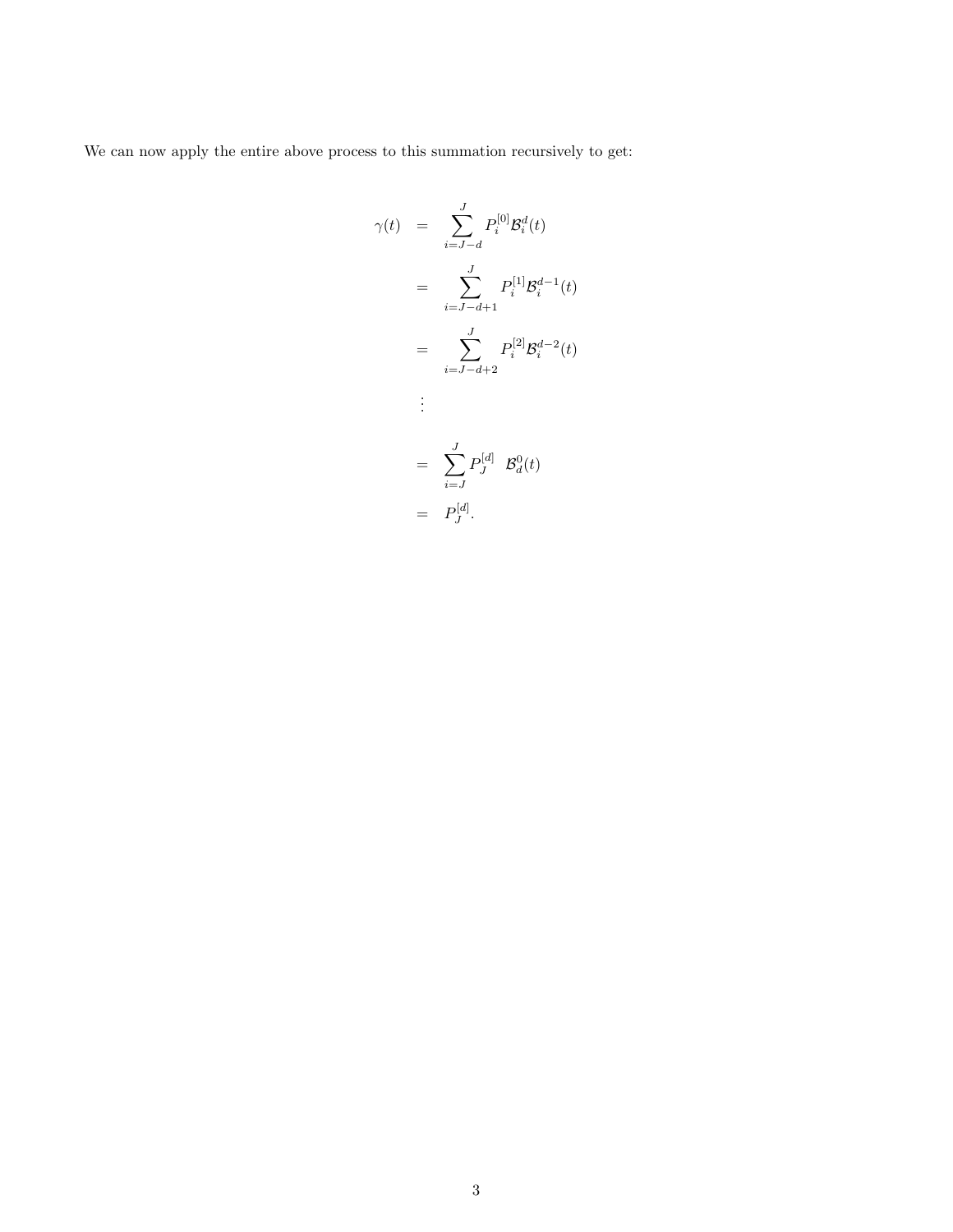We can now apply the entire above process to this summation recursively to get:

$$
\begin{aligned}
\gamma(t) &= \sum_{i=J-d}^{J} P_i^{[0]} \mathcal{B}_i^d(t) \\
&= \sum_{i=J-d+1}^{J} P_i^{[1]} \mathcal{B}_i^{d-1}(t) \\
&= \sum_{i=J-d+2}^{J} P_i^{[2]} \mathcal{B}_i^{d-2}(t) \\
&\vdots \\
&= \sum_{i=J}^{J} P_J^{[d]} \quad \mathcal{B}_d^0(t) \\
&= P_J^{[d]}.
\end{aligned}
$$